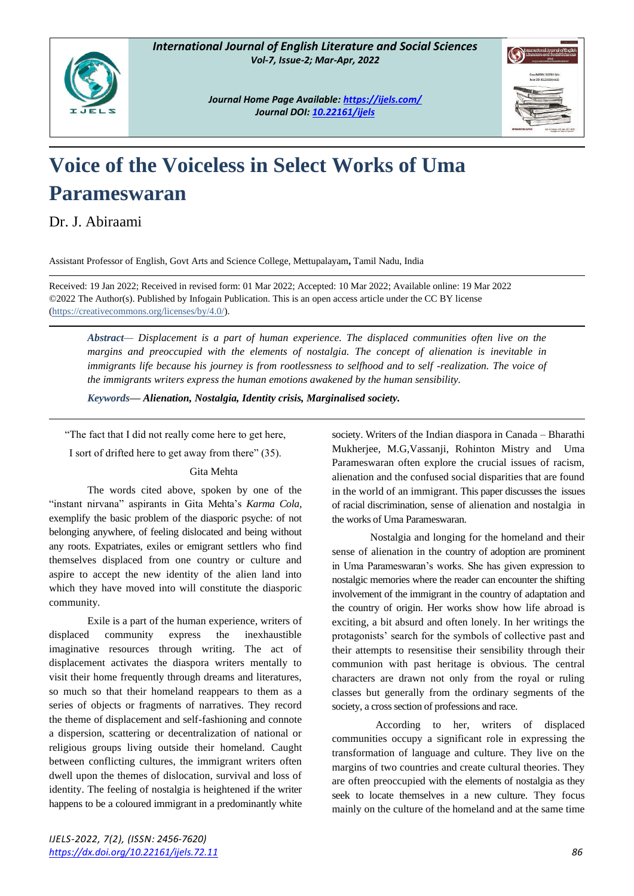# Voice of the Voiceless in Select Works of Uma Parameswaran

Dr. J. Abiraami

Assistant Professor of English, Govt Arts and Science College, Mettupalayam, Tamil Nadu, India

Received: 19 Jan 2022; Received in revised form: 01 Mar 2022; Accepted: 10 Mar 2022; Available online: 19 Mar 2022
©2022 The Author(s). Published by Infogain Publication. This is an open access article under the CC BY license (https://creativecommons.org/licenses/by/4.0/).

***Abstract*— *Displacement is a part of human experience. The displaced communities often live on the margins and preoccupied with the elements of nostalgia. The concept of alienation is inevitable in immigrants life because his journey is from rootlessness to selfhood and to self -realization. The voice of the immigrants writers express the human emotions awakened by the human sensibility.***

***Keywords*— *Alienation, Nostalgia, Identity crisis, Marginalised society.***

"The fact that I did not really come here to get here,
I sort of drifted here to get away from there" (35).

Gita Mehta

The words cited above, spoken by one of the "instant nirvana" aspirants in Gita Mehta's *Karma Cola,* exemplify the basic problem of the diasporic psyche: of not belonging anywhere, of feeling dislocated and being without any roots. Expatriates, exiles or emigrant settlers who find themselves displaced from one country or culture and aspire to accept the new identity of the alien land into which they have moved into will constitute the diasporic community.

Exile is a part of the human experience, writers of displaced community express the inexhaustible imaginative resources through writing. The act of displacement activates the diaspora writers mentally to visit their home frequently through dreams and literatures, so much so that their homeland reappears to them as a series of objects or fragments of narratives. They record the theme of displacement and self-fashioning and connote a dispersion, scattering or decentralization of national or religious groups living outside their homeland. Caught between conflicting cultures, the immigrant writers often dwell upon the themes of dislocation, survival and loss of identity. The feeling of nostalgia is heightened if the writer happens to be a coloured immigrant in a predominantly white society. Writers of the Indian diaspora in Canada – Bharathi Mukherjee, M.G,Vassanji, Rohinton Mistry and Uma Parameswaran often explore the crucial issues of racism, alienation and the confused social disparities that are found in the world of an immigrant. This paper discusses the issues of racial discrimination, sense of alienation and nostalgia in the works of Uma Parameswaran.

Nostalgia and longing for the homeland and their sense of alienation in the country of adoption are prominent in Uma Parameswaran's works. She has given expression to nostalgic memories where the reader can encounter the shifting involvement of the immigrant in the country of adaptation and the country of origin. Her works show how life abroad is exciting, a bit absurd and often lonely. In her writings the protagonists' search for the symbols of collective past and their attempts to resensitise their sensibility through their communion with past heritage is obvious. The central characters are drawn not only from the royal or ruling classes but generally from the ordinary segments of the society, a cross section of professions and race.

According to her, writers of displaced communities occupy a significant role in expressing the transformation of language and culture. They live on the margins of two countries and create cultural theories. They are often preoccupied with the elements of nostalgia as they seek to locate themselves in a new culture. They focus mainly on the culture of the homeland and at the same time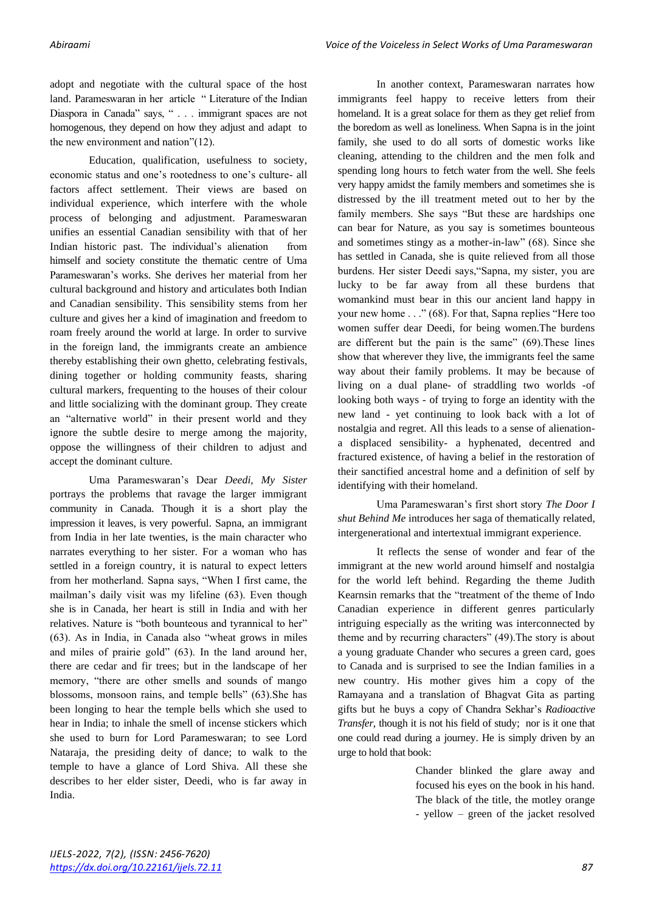adopt and negotiate with the cultural space of the host land. Parameswaran in her article " Literature of the Indian Diaspora in Canada" says, " . . . immigrant spaces are not homogenous, they depend on how they adjust and adapt to the new environment and nation"(12).

Education, qualification, usefulness to society, economic status and one's rootedness to one's culture- all factors affect settlement. Their views are based on individual experience, which interfere with the whole process of belonging and adjustment. Parameswaran unifies an essential Canadian sensibility with that of her Indian historic past. The individual's alienation from himself and society constitute the thematic centre of Uma Parameswaran's works. She derives her material from her cultural background and history and articulates both Indian and Canadian sensibility. This sensibility stems from her culture and gives her a kind of imagination and freedom to roam freely around the world at large. In order to survive in the foreign land, the immigrants create an ambience thereby establishing their own ghetto, celebrating festivals, dining together or holding community feasts, sharing cultural markers, frequenting to the houses of their colour and little socializing with the dominant group. They create an "alternative world" in their present world and they ignore the subtle desire to merge among the majority, oppose the willingness of their children to adjust and accept the dominant culture.

Uma Parameswaran's Dear *Deedi, My Sister* portrays the problems that ravage the larger immigrant community in Canada. Though it is a short play the impression it leaves, is very powerful. Sapna, an immigrant from India in her late twenties, is the main character who narrates everything to her sister. For a woman who has settled in a foreign country, it is natural to expect letters from her motherland. Sapna says, "When I first came, the mailman's daily visit was my lifeline (63). Even though she is in Canada, her heart is still in India and with her relatives. Nature is "both bounteous and tyrannical to her" (63). As in India, in Canada also "wheat grows in miles and miles of prairie gold" (63). In the land around her, there are cedar and fir trees; but in the landscape of her memory, "there are other smells and sounds of mango blossoms, monsoon rains, and temple bells" (63).She has been longing to hear the temple bells which she used to hear in India; to inhale the smell of incense stickers which she used to burn for Lord Parameswaran; to see Lord Nataraja, the presiding deity of dance; to walk to the temple to have a glance of Lord Shiva. All these she describes to her elder sister, Deedi, who is far away in India.

In another context, Parameswaran narrates how immigrants feel happy to receive letters from their homeland. It is a great solace for them as they get relief from the boredom as well as loneliness. When Sapna is in the joint family, she used to do all sorts of domestic works like cleaning, attending to the children and the men folk and spending long hours to fetch water from the well. She feels very happy amidst the family members and sometimes she is distressed by the ill treatment meted out to her by the family members. She says "But these are hardships one can bear for Nature, as you say is sometimes bounteous and sometimes stingy as a mother-in-law" (68). Since she has settled in Canada, she is quite relieved from all those burdens. Her sister Deedi says,"Sapna, my sister, you are lucky to be far away from all these burdens that womankind must bear in this our ancient land happy in your new home . . ." (68). For that, Sapna replies "Here too women suffer dear Deedi, for being women.The burdens are different but the pain is the same" (69).These lines show that wherever they live, the immigrants feel the same way about their family problems. It may be because of living on a dual plane- of straddling two worlds -of looking both ways - of trying to forge an identity with the new land - yet continuing to look back with a lot of nostalgia and regret. All this leads to a sense of alienation- a displaced sensibility- a hyphenated, decentred and fractured existence, of having a belief in the restoration of their sanctified ancestral home and a definition of self by identifying with their homeland.

Uma Parameswaran's first short story *The Door I shut Behind Me* introduces her saga of thematically related, intergenerational and intertextual immigrant experience.

It reflects the sense of wonder and fear of the immigrant at the new world around himself and nostalgia for the world left behind. Regarding the theme Judith Kearnsin remarks that the "treatment of the theme of Indo Canadian experience in different genres particularly intriguing especially as the writing was interconnected by theme and by recurring characters" (49).The story is about a young graduate Chander who secures a green card, goes to Canada and is surprised to see the Indian families in a new country. His mother gives him a copy of the Ramayana and a translation of Bhagvat Gita as parting gifts but he buys a copy of Chandra Sekhar's *Radioactive Transfer,* though it is not his field of study; nor is it one that one could read during a journey. He is simply driven by an urge to hold that book:

> Chander blinked the glare away and focused his eyes on the book in his hand. The black of the title, the motley orange - yellow – green of the jacket resolved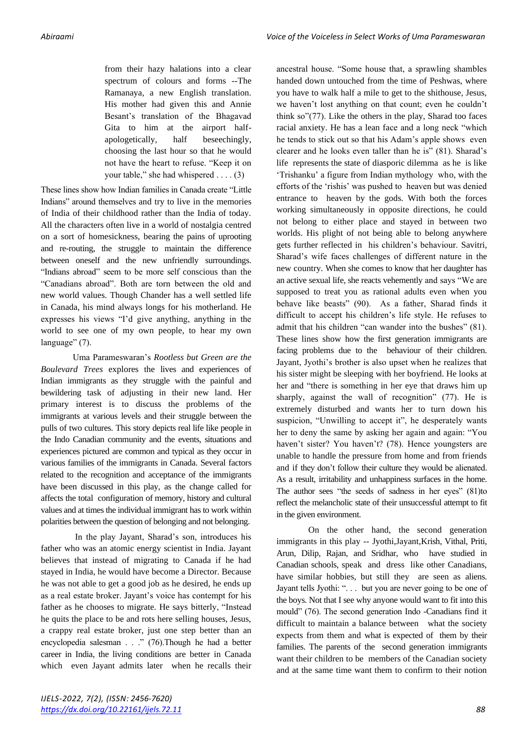> from their hazy halations into a clear spectrum of colours and forms --The Ramanaya, a new English translation. His mother had given this and Annie Besant's translation of the Bhagavad Gita to him at the airport half-apologetically, half beseechingly, choosing the last hour so that he would not have the heart to refuse. "Keep it on your table," she had whispered . . . . (3)

These lines show how Indian families in Canada create "Little Indians" around themselves and try to live in the memories of India of their childhood rather than the India of today. All the characters often live in a world of nostalgia centred on a sort of homesickness, bearing the pains of uprooting and re-routing, the struggle to maintain the difference between oneself and the new unfriendly surroundings. "Indians abroad" seem to be more self conscious than the "Canadians abroad". Both are torn between the old and new world values. Though Chander has a well settled life in Canada, his mind always longs for his motherland. He expresses his views "I'd give anything, anything in the world to see one of my own people, to hear my own language" (7).

Uma Parameswaran's *Rootless but Green are the Boulevard Trees* explores the lives and experiences of Indian immigrants as they struggle with the painful and bewildering task of adjusting in their new land. Her primary interest is to discuss the problems of the immigrants at various levels and their struggle between the pulls of two cultures. This story depicts real life like people in the Indo Canadian community and the events, situations and experiences pictured are common and typical as they occur in various families of the immigrants in Canada. Several factors related to the recognition and acceptance of the immigrants have been discussed in this play, as the change called for affects the total configuration of memory, history and cultural values and at times the individual immigrant has to work within polarities between the question of belonging and not belonging.

In the play Jayant, Sharad's son, introduces his father who was an atomic energy scientist in India. Jayant believes that instead of migrating to Canada if he had stayed in India, he would have become a Director. Because he was not able to get a good job as he desired, he ends up as a real estate broker. Jayant's voice has contempt for his father as he chooses to migrate. He says bitterly, "Instead he quits the place to be and rots here selling houses, Jesus, a crappy real estate broker, just one step better than an encyclopedia salesman . . ." (76).Though he had a better career in India, the living conditions are better in Canada which even Jayant admits later when he recalls their ancestral house. "Some house that, a sprawling shambles handed down untouched from the time of Peshwas, where you have to walk half a mile to get to the shithouse, Jesus, we haven't lost anything on that count; even he couldn't think so"(77). Like the others in the play, Sharad too faces racial anxiety. He has a lean face and a long neck "which he tends to stick out so that his Adam's apple shows even clearer and he looks even taller than he is" (81). Sharad's life represents the state of diasporic dilemma as he is like 'Trishanku' a figure from Indian mythology who, with the efforts of the 'rishis' was pushed to heaven but was denied entrance to heaven by the gods. With both the forces working simultaneously in opposite directions, he could not belong to either place and stayed in between two worlds. His plight of not being able to belong anywhere gets further reflected in his children's behaviour. Savitri, Sharad's wife faces challenges of different nature in the new country. When she comes to know that her daughter has an active sexual life, she reacts vehemently and says "We are supposed to treat you as rational adults even when you behave like beasts" (90). As a father, Sharad finds it difficult to accept his children's life style. He refuses to admit that his children "can wander into the bushes" (81). These lines show how the first generation immigrants are facing problems due to the behaviour of their children. Jayant, Jyothi's brother is also upset when he realizes that his sister might be sleeping with her boyfriend. He looks at her and "there is something in her eye that draws him up sharply, against the wall of recognition" (77). He is extremely disturbed and wants her to turn down his suspicion, "Unwilling to accept it", he desperately wants her to deny the same by asking her again and again: "You haven't sister? You haven't? (78). Hence youngsters are unable to handle the pressure from home and from friends and if they don't follow their culture they would be alienated. As a result, irritability and unhappiness surfaces in the home. The author sees "the seeds of sadness in her eyes" (81)to reflect the melancholic state of their unsuccessful attempt to fit in the given environment.

On the other hand, the second generation immigrants in this play -- Jyothi,Jayant,Krish, Vithal, Priti, Arun, Dilip, Rajan, and Sridhar, who have studied in Canadian schools, speak and dress like other Canadians, have similar hobbies, but still they are seen as aliens. Jayant tells Jyothi: ". . . but you are never going to be one of the boys. Not that I see why anyone would want to fit into this mould" (76). The second generation Indo -Canadians find it difficult to maintain a balance between what the society expects from them and what is expected of them by their families. The parents of the second generation immigrants want their children to be members of the Canadian society and at the same time want them to confirm to their notion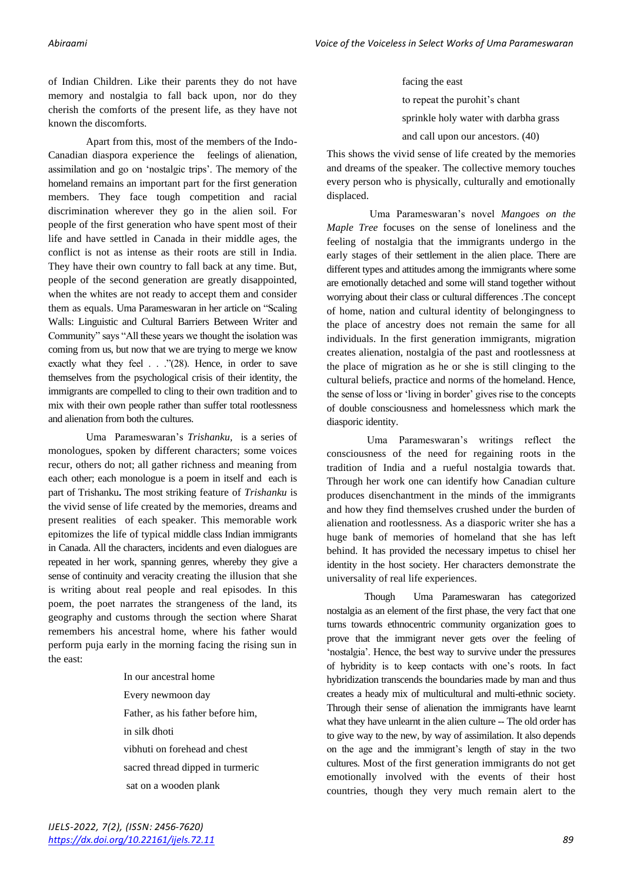of Indian Children. Like their parents they do not have memory and nostalgia to fall back upon, nor do they cherish the comforts of the present life, as they have not known the discomforts.

Apart from this, most of the members of the Indo-Canadian diaspora experience the feelings of alienation, assimilation and go on 'nostalgic trips'. The memory of the homeland remains an important part for the first generation members. They face tough competition and racial discrimination wherever they go in the alien soil. For people of the first generation who have spent most of their life and have settled in Canada in their middle ages, the conflict is not as intense as their roots are still in India. They have their own country to fall back at any time. But, people of the second generation are greatly disappointed, when the whites are not ready to accept them and consider them as equals. Uma Parameswaran in her article on "Scaling Walls: Linguistic and Cultural Barriers Between Writer and Community" says "All these years we thought the isolation was coming from us, but now that we are trying to merge we know exactly what they feel . . ."(28). Hence, in order to save themselves from the psychological crisis of their identity, the immigrants are compelled to cling to their own tradition and to mix with their own people rather than suffer total rootlessness and alienation from both the cultures.

Uma Parameswaran's *Trishanku*, is a series of monologues, spoken by different characters; some voices recur, others do not; all gather richness and meaning from each other; each monologue is a poem in itself and each is part of Trishanku**.** The most striking feature of *Trishanku* is the vivid sense of life created by the memories, dreams and present realities of each speaker. This memorable work epitomizes the life of typical middle class Indian immigrants in Canada. All the characters, incidents and even dialogues are repeated in her work, spanning genres, whereby they give a sense of continuity and veracity creating the illusion that she is writing about real people and real episodes. In this poem, the poet narrates the strangeness of the land, its geography and customs through the section where Sharat remembers his ancestral home, where his father would perform puja early in the morning facing the rising sun in the east:

> In our ancestral home
> Every newmoon day
> Father, as his father before him,
> in silk dhoti
> vibhuti on forehead and chest
> sacred thread dipped in turmeric
> sat on a wooden plank
> facing the east
> to repeat the purohit's chant
> sprinkle holy water with darbha grass
> and call upon our ancestors. (40)

This shows the vivid sense of life created by the memories and dreams of the speaker. The collective memory touches every person who is physically, culturally and emotionally displaced.

Uma Parameswaran's novel *Mangoes on the Maple Tree* focuses on the sense of loneliness and the feeling of nostalgia that the immigrants undergo in the early stages of their settlement in the alien place. There are different types and attitudes among the immigrants where some are emotionally detached and some will stand together without worrying about their class or cultural differences .The concept of home, nation and cultural identity of belongingness to the place of ancestry does not remain the same for all individuals. In the first generation immigrants, migration creates alienation, nostalgia of the past and rootlessness at the place of migration as he or she is still clinging to the cultural beliefs, practice and norms of the homeland. Hence, the sense of loss or 'living in border' gives rise to the concepts of double consciousness and homelessness which mark the diasporic identity.

Uma Parameswaran's writings reflect the consciousness of the need for regaining roots in the tradition of India and a rueful nostalgia towards that. Through her work one can identify how Canadian culture produces disenchantment in the minds of the immigrants and how they find themselves crushed under the burden of alienation and rootlessness. As a diasporic writer she has a huge bank of memories of homeland that she has left behind. It has provided the necessary impetus to chisel her identity in the host society. Her characters demonstrate the universality of real life experiences.

Though Uma Parameswaran has categorized nostalgia as an element of the first phase, the very fact that one turns towards ethnocentric community organization goes to prove that the immigrant never gets over the feeling of 'nostalgia'. Hence, the best way to survive under the pressures of hybridity is to keep contacts with one's roots. In fact hybridization transcends the boundaries made by man and thus creates a heady mix of multicultural and multi-ethnic society. Through their sense of alienation the immigrants have learnt what they have unlearnt in the alien culture -- The old order has to give way to the new, by way of assimilation. It also depends on the age and the immigrant's length of stay in the two cultures. Most of the first generation immigrants do not get emotionally involved with the events of their host countries, though they very much remain alert to the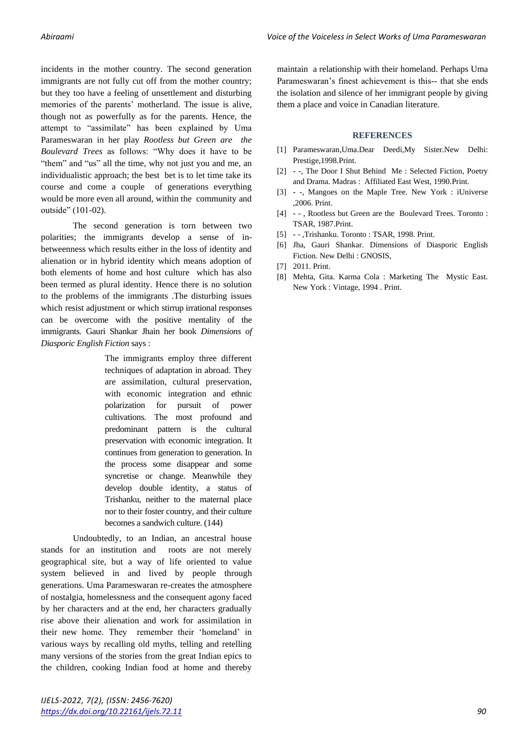incidents in the mother country. The second generation immigrants are not fully cut off from the mother country; but they too have a feeling of unsettlement and disturbing memories of the parents' motherland. The issue is alive, though not as powerfully as for the parents. Hence, the attempt to "assimilate" has been explained by Uma Parameswaran in her play *Rootless but Green are the Boulevard Trees* as follows: "Why does it have to be "them" and "us" all the time, why not just you and me, an individualistic approach; the best bet is to let time take its course and come a couple of generations everything would be more even all around, within the community and outside" (101-02).

The second generation is torn between two polarities; the immigrants develop a sense of in-betweenness which results either in the loss of identity and alienation or in hybrid identity which means adoption of both elements of home and host culture which has also been termed as plural identity. Hence there is no solution to the problems of the immigrants .The disturbing issues which resist adjustment or which stirrup irrational responses can be overcome with the positive mentality of the immigrants. Gauri Shankar Jhain her book *Dimensions of Diasporic English Fiction* says :

> The immigrants employ three different techniques of adaptation in abroad. They are assimilation, cultural preservation, with economic integration and ethnic polarization for pursuit of power cultivations. The most profound and predominant pattern is the cultural preservation with economic integration. It continues from generation to generation. In the process some disappear and some syncretise or change. Meanwhile they develop double identity, a status of Trishanku, neither to the maternal place nor to their foster country, and their culture becomes a sandwich culture. (144)

Undoubtedly, to an Indian, an ancestral house stands for an institution and roots are not merely geographical site, but a way of life oriented to value system believed in and lived by people through generations. Uma Parameswaran re-creates the atmosphere of nostalgia, homelessness and the consequent agony faced by her characters and at the end, her characters gradually rise above their alienation and work for assimilation in their new home. They remember their 'homeland' in various ways by recalling old myths, telling and retelling many versions of the stories from the great Indian epics to the children, cooking Indian food at home and thereby maintain a relationship with their homeland. Perhaps Uma Parameswaran's finest achievement is this-- that she ends the isolation and silence of her immigrant people by giving them a place and voice in Canadian literature.

## REFERENCES

[1] Parameswaran,Uma.Dear Deedi,My Sister.New Delhi: Prestige,1998.Print.

[2] - -, The Door I Shut Behind Me : Selected Fiction, Poetry and Drama. Madras : Affiliated East West, 1990.Print.

[3] - -, Mangoes on the Maple Tree. New York : iUniverse ,2006. Print.

[4] - - , Rootless but Green are the Boulevard Trees. Toronto : TSAR, 1987.Print.

[5] - - ,Trishanku. Toronto : TSAR, 1998. Print.

[6] Jha, Gauri Shankar. Dimensions of Diasporic English Fiction. New Delhi : GNOSIS,

[7] 2011. Print.

[8] Mehta, Gita. Karma Cola : Marketing The Mystic East. New York : Vintage, 1994 . Print.